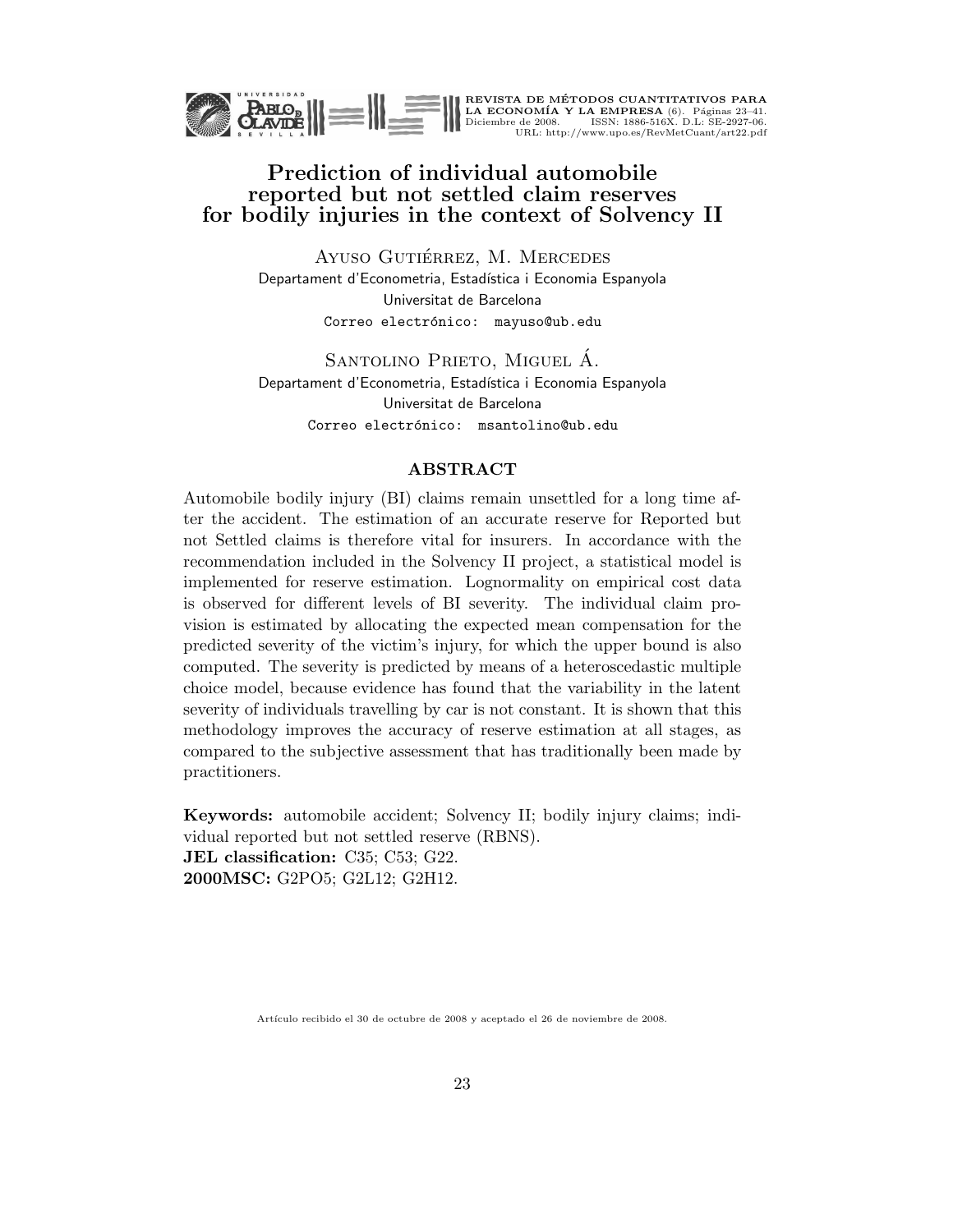# Prediction of individual automobile reported but not settled claim reserves for bodily injuries in the context of Solvency II

Ayuso Gutiérrez, M. Mercedes
Departament d'Econometria, Estadística i Economia Espanyola
Universitat de Barcelona
Correo electrónico: mayuso@ub.edu

Santolino Prieto, Miguel Á.
Departament d'Econometria, Estadística i Economia Espanyola
Universitat de Barcelona
Correo electrónico: msantolino@ub.edu

## ABSTRACT

Automobile bodily injury (BI) claims remain unsettled for a long time after the accident. The estimation of an accurate reserve for Reported but not Settled claims is therefore vital for insurers. In accordance with the recommendation included in the Solvency II project, a statistical model is implemented for reserve estimation. Lognormality on empirical cost data is observed for different levels of BI severity. The individual claim provision is estimated by allocating the expected mean compensation for the predicted severity of the victim's injury, for which the upper bound is also computed. The severity is predicted by means of a heteroscedastic multiple choice model, because evidence has found that the variability in the latent severity of individuals travelling by car is not constant. It is shown that this methodology improves the accuracy of reserve estimation at all stages, as compared to the subjective assessment that has traditionally been made by practitioners.

**Keywords:** automobile accident; Solvency II; bodily injury claims; individual reported but not settled reserve (RBNS).
**JEL classification:** C35; C53; G22.
**2000MSC:** G2PO5; G2L12; G2H12.

Artículo recibido el 30 de octubre de 2008 y aceptado el 26 de noviembre de 2008.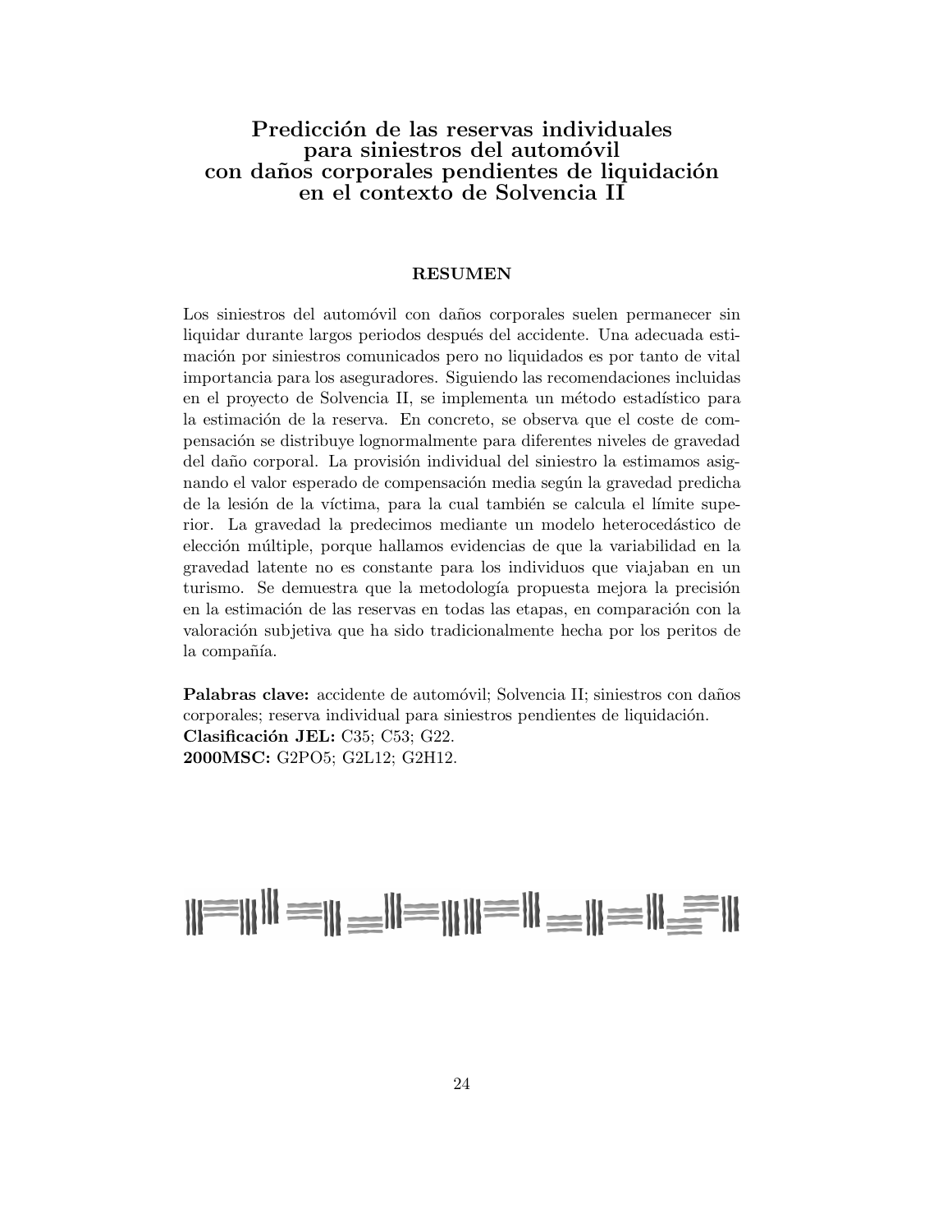# Predicción de las reservas individuales para siniestros del automóvil con daños corporales pendientes de liquidación en el contexto de Solvencia II

## RESUMEN

Los siniestros del automóvil con daños corporales suelen permanecer sin liquidar durante largos periodos después del accidente. Una adecuada estimación por siniestros comunicados pero no liquidados es por tanto de vital importancia para los aseguradores. Siguiendo las recomendaciones incluidas en el proyecto de Solvencia II, se implementa un método estadístico para la estimación de la reserva. En concreto, se observa que el coste de compensación se distribuye lognormalmente para diferentes niveles de gravedad del daño corporal. La provisión individual del siniestro la estimamos asignando el valor esperado de compensación media según la gravedad predicha de la lesión de la víctima, para la cual también se calcula el límite superior. La gravedad la predecimos mediante un modelo heterocedástico de elección múltiple, porque hallamos evidencias de que la variabilidad en la gravedad latente no es constante para los individuos que viajaban en un turismo. Se demuestra que la metodología propuesta mejora la precisión en la estimación de las reservas en todas las etapas, en comparación con la valoración subjetiva que ha sido tradicionalmente hecha por los peritos de la compañía.

**Palabras clave:** accidente de automóvil; Solvencia II; siniestros con daños corporales; reserva individual para siniestros pendientes de liquidación.
**Clasificación JEL:** C35; C53; G22.
**2000MSC:** G2PO5; G2L12; G2H12.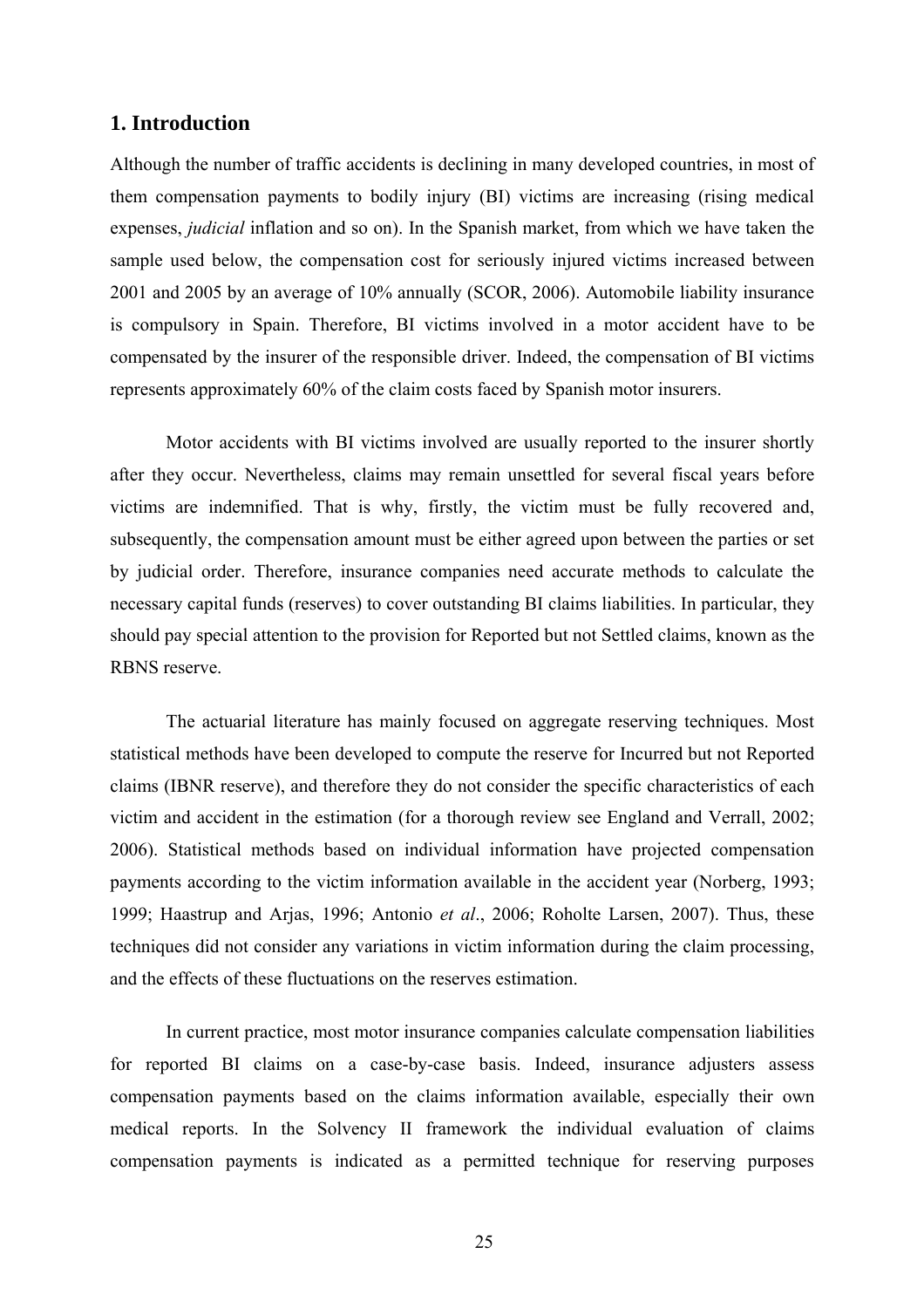## 1. Introduction

Although the number of traffic accidents is declining in many developed countries, in most of them compensation payments to bodily injury (BI) victims are increasing (rising medical expenses, *judicial* inflation and so on). In the Spanish market, from which we have taken the sample used below, the compensation cost for seriously injured victims increased between 2001 and 2005 by an average of 10% annually (SCOR, 2006). Automobile liability insurance is compulsory in Spain. Therefore, BI victims involved in a motor accident have to be compensated by the insurer of the responsible driver. Indeed, the compensation of BI victims represents approximately 60% of the claim costs faced by Spanish motor insurers.

Motor accidents with BI victims involved are usually reported to the insurer shortly after they occur. Nevertheless, claims may remain unsettled for several fiscal years before victims are indemnified. That is why, firstly, the victim must be fully recovered and, subsequently, the compensation amount must be either agreed upon between the parties or set by judicial order. Therefore, insurance companies need accurate methods to calculate the necessary capital funds (reserves) to cover outstanding BI claims liabilities. In particular, they should pay special attention to the provision for Reported but not Settled claims, known as the RBNS reserve.

The actuarial literature has mainly focused on aggregate reserving techniques. Most statistical methods have been developed to compute the reserve for Incurred but not Reported claims (IBNR reserve), and therefore they do not consider the specific characteristics of each victim and accident in the estimation (for a thorough review see England and Verrall, 2002; 2006). Statistical methods based on individual information have projected compensation payments according to the victim information available in the accident year (Norberg, 1993; 1999; Haastrup and Arjas, 1996; Antonio *et al*., 2006; Roholte Larsen, 2007). Thus, these techniques did not consider any variations in victim information during the claim processing, and the effects of these fluctuations on the reserves estimation.

In current practice, most motor insurance companies calculate compensation liabilities for reported BI claims on a case-by-case basis. Indeed, insurance adjusters assess compensation payments based on the claims information available, especially their own medical reports. In the Solvency II framework the individual evaluation of claims compensation payments is indicated as a permitted technique for reserving purposes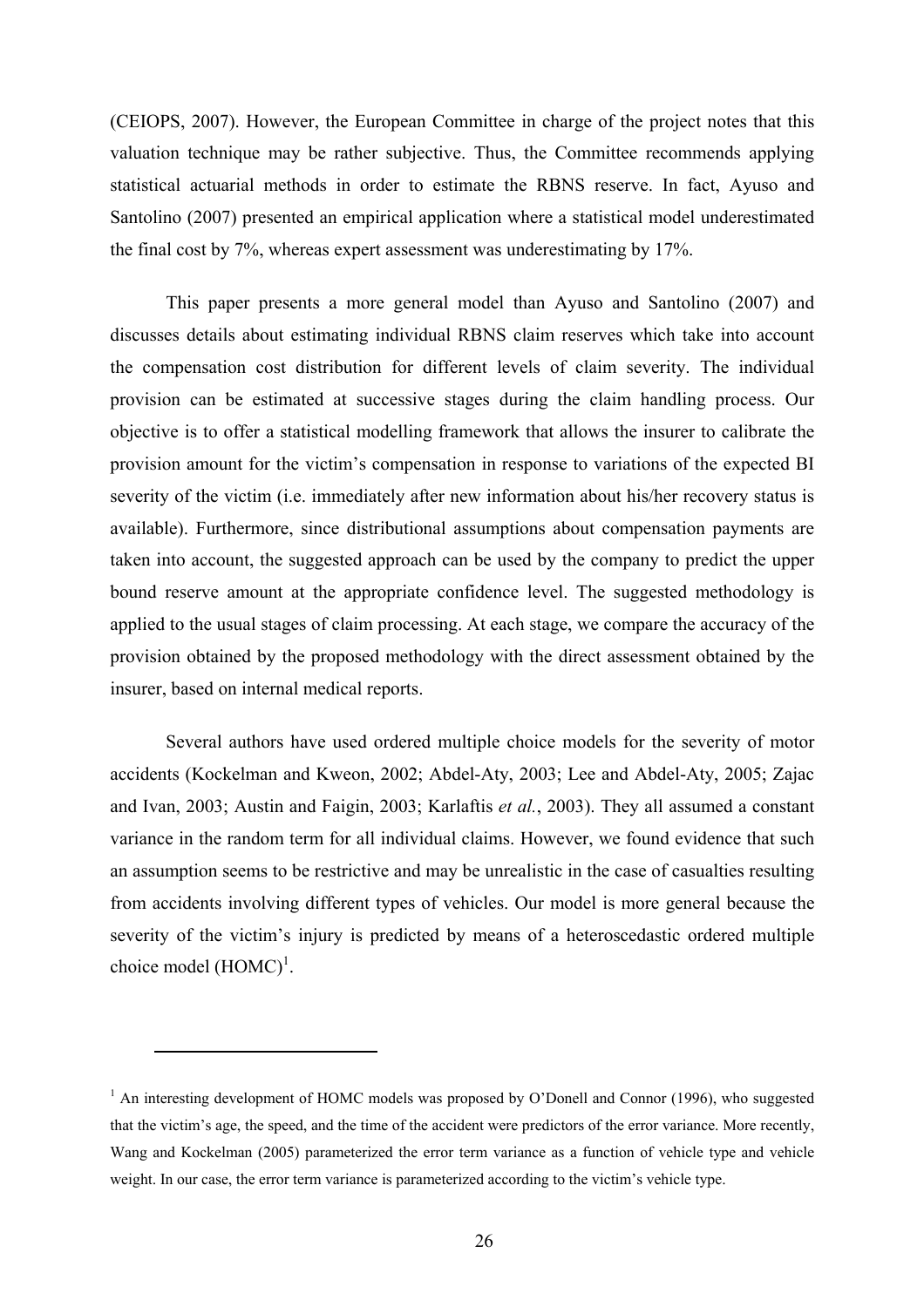(CEIOPS, 2007). However, the European Committee in charge of the project notes that this valuation technique may be rather subjective. Thus, the Committee recommends applying statistical actuarial methods in order to estimate the RBNS reserve. In fact, Ayuso and Santolino (2007) presented an empirical application where a statistical model underestimated the final cost by 7%, whereas expert assessment was underestimating by 17%.

This paper presents a more general model than Ayuso and Santolino (2007) and discusses details about estimating individual RBNS claim reserves which take into account the compensation cost distribution for different levels of claim severity. The individual provision can be estimated at successive stages during the claim handling process. Our objective is to offer a statistical modelling framework that allows the insurer to calibrate the provision amount for the victim's compensation in response to variations of the expected BI severity of the victim (i.e. immediately after new information about his/her recovery status is available). Furthermore, since distributional assumptions about compensation payments are taken into account, the suggested approach can be used by the company to predict the upper bound reserve amount at the appropriate confidence level. The suggested methodology is applied to the usual stages of claim processing. At each stage, we compare the accuracy of the provision obtained by the proposed methodology with the direct assessment obtained by the insurer, based on internal medical reports.

Several authors have used ordered multiple choice models for the severity of motor accidents (Kockelman and Kweon, 2002; Abdel-Aty, 2003; Lee and Abdel-Aty, 2005; Zajac and Ivan, 2003; Austin and Faigin, 2003; Karlaftis *et al.*, 2003). They all assumed a constant variance in the random term for all individual claims. However, we found evidence that such an assumption seems to be restrictive and may be unrealistic in the case of casualties resulting from accidents involving different types of vehicles. Our model is more general because the severity of the victim's injury is predicted by means of a heteroscedastic ordered multiple choice model (HOMC)[1].

[1] An interesting development of HOMC models was proposed by O'Donell and Connor (1996), who suggested that the victim's age, the speed, and the time of the accident were predictors of the error variance. More recently, Wang and Kockelman (2005) parameterized the error term variance as a function of vehicle type and vehicle weight. In our case, the error term variance is parameterized according to the victim's vehicle type.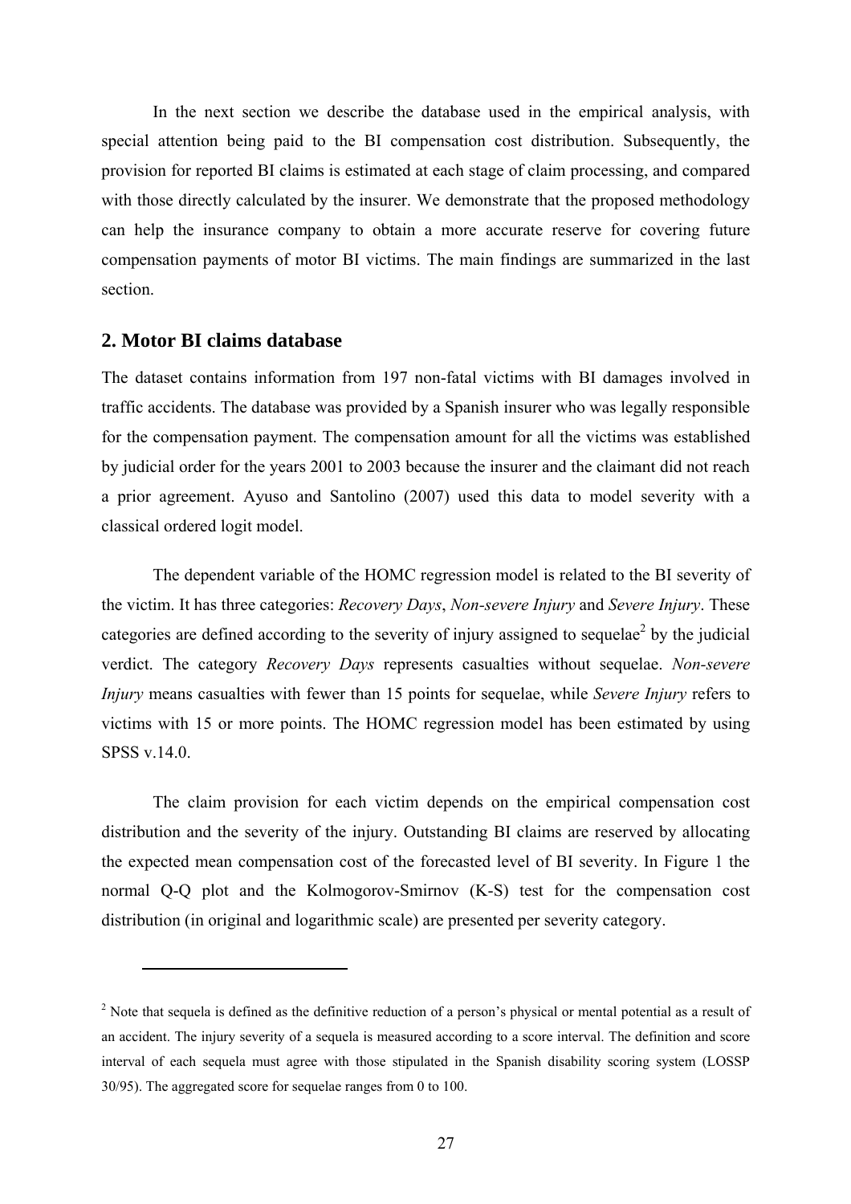In the next section we describe the database used in the empirical analysis, with special attention being paid to the BI compensation cost distribution. Subsequently, the provision for reported BI claims is estimated at each stage of claim processing, and compared with those directly calculated by the insurer. We demonstrate that the proposed methodology can help the insurance company to obtain a more accurate reserve for covering future compensation payments of motor BI victims. The main findings are summarized in the last section.

## 2. Motor BI claims database

The dataset contains information from 197 non-fatal victims with BI damages involved in traffic accidents. The database was provided by a Spanish insurer who was legally responsible for the compensation payment. The compensation amount for all the victims was established by judicial order for the years 2001 to 2003 because the insurer and the claimant did not reach a prior agreement. Ayuso and Santolino (2007) used this data to model severity with a classical ordered logit model.

The dependent variable of the HOMC regression model is related to the BI severity of the victim. It has three categories: *Recovery Days*, *Non-severe Injury* and *Severe Injury*. These categories are defined according to the severity of injury assigned to sequelae[2] by the judicial verdict. The category *Recovery Days* represents casualties without sequelae. *Non-severe Injury* means casualties with fewer than 15 points for sequelae, while *Severe Injury* refers to victims with 15 or more points. The HOMC regression model has been estimated by using SPSS v.14.0.

The claim provision for each victim depends on the empirical compensation cost distribution and the severity of the injury. Outstanding BI claims are reserved by allocating the expected mean compensation cost of the forecasted level of BI severity. In Figure 1 the normal Q-Q plot and the Kolmogorov-Smirnov (K-S) test for the compensation cost distribution (in original and logarithmic scale) are presented per severity category.

---

[2] Note that sequela is defined as the definitive reduction of a person's physical or mental potential as a result of an accident. The injury severity of a sequela is measured according to a score interval. The definition and score interval of each sequela must agree with those stipulated in the Spanish disability scoring system (LOSSP 30/95). The aggregated score for sequelae ranges from 0 to 100.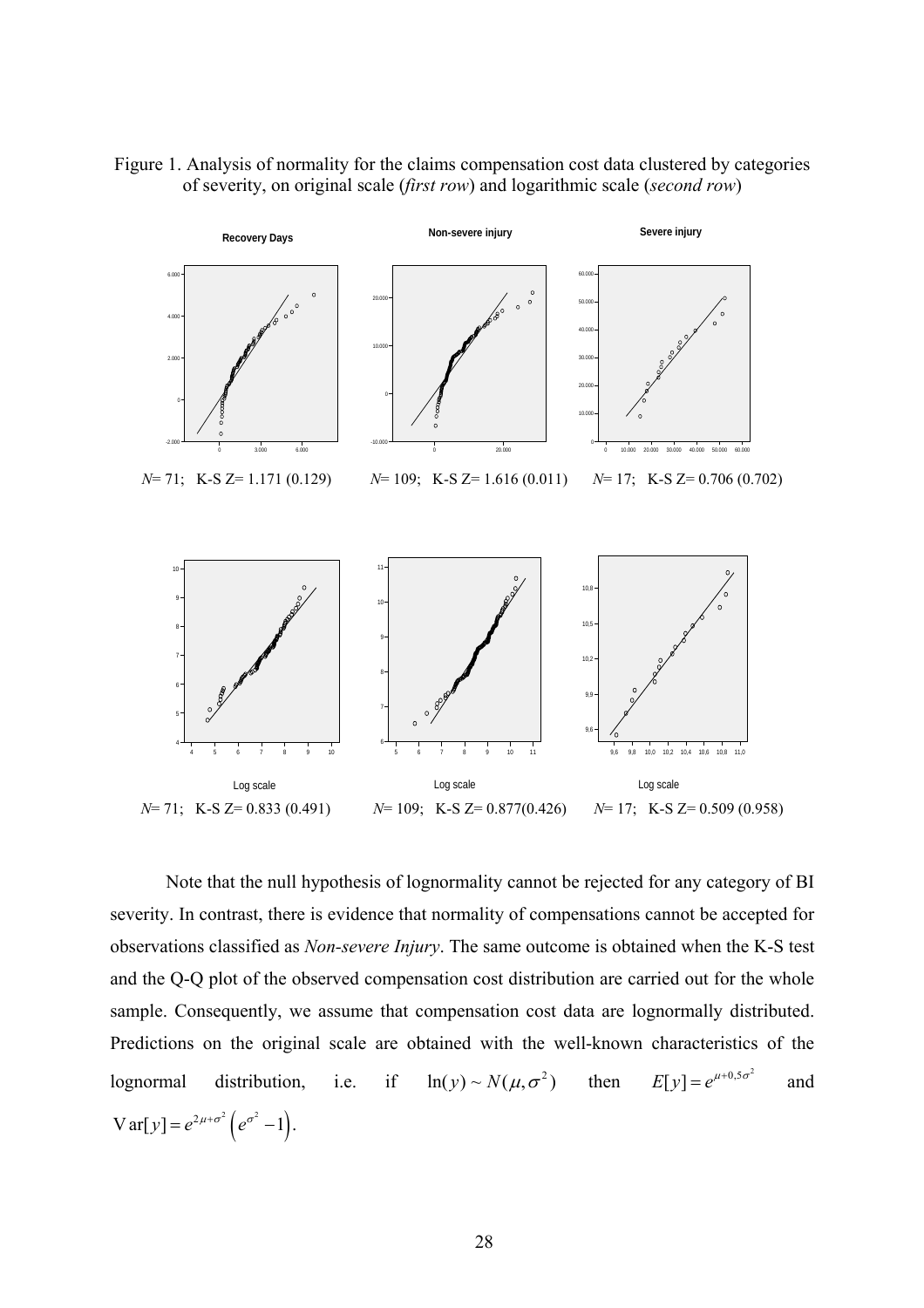Figure 1. Analysis of normality for the claims compensation cost data clustered by categories of severity, on original scale (*first row*) and logarithmic scale (*second row*)

*N*= 71; K-S Z= 1.171 (0.129) *N*= 109; K-S Z= 1.616 (0.011) *N*= 17; K-S Z= 0.706 (0.702)

*N*= 71; K-S Z= 0.833 (0.491) *N*= 109; K-S Z= 0.877(0.426) *N*= 17; K-S Z= 0.509 (0.958)

Note that the null hypothesis of lognormality cannot be rejected for any category of BI severity. In contrast, there is evidence that normality of compensations cannot be accepted for observations classified as *Non-severe Injury*. The same outcome is obtained when the K-S test and the Q-Q plot of the observed compensation cost distribution are carried out for the whole sample. Consequently, we assume that compensation cost data are lognormally distributed. Predictions on the original scale are obtained with the well-known characteristics of the lognormal distribution, i.e. if $\ln(y) \sim N(\mu, \sigma^2)$ then $E[y] = e^{\mu + 0{,}5\sigma^2}$ and $\mathrm{Var}[y] = e^{2\mu + \sigma^2}\left(e^{\sigma^2} - 1\right)$.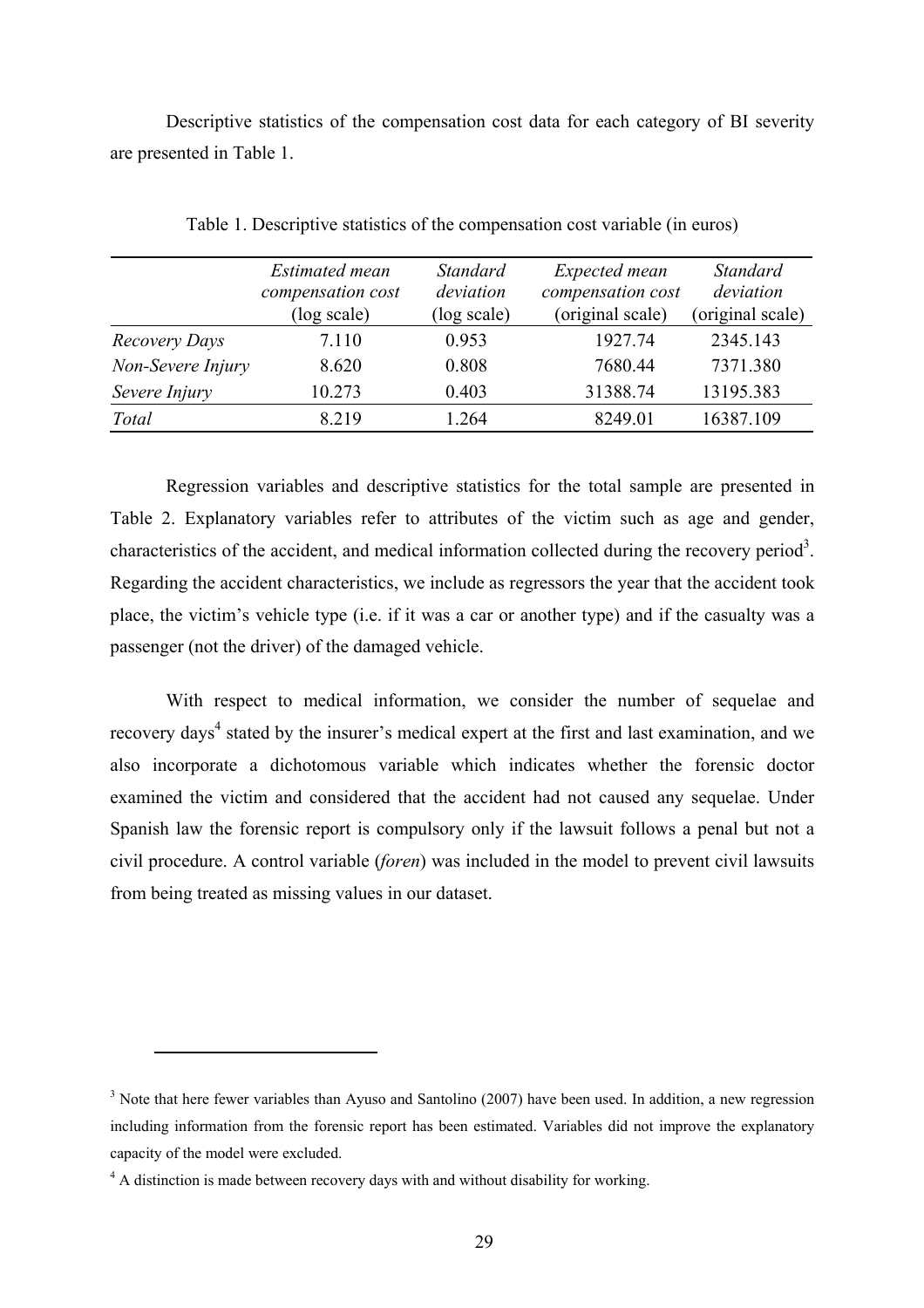Descriptive statistics of the compensation cost data for each category of BI severity are presented in Table 1.

Table 1. Descriptive statistics of the compensation cost variable (in euros)

| | *Estimated mean compensation cost* (log scale) | *Standard deviation* (log scale) | *Expected mean compensation cost* (original scale) | *Standard deviation* (original scale) |
|---|---|---|---|---|
| *Recovery Days* | 7.110 | 0.953 | 1927.74 | 2345.143 |
| *Non-Severe Injury* | 8.620 | 0.808 | 7680.44 | 7371.380 |
| *Severe Injury* | 10.273 | 0.403 | 31388.74 | 13195.383 |
| *Total* | 8.219 | 1.264 | 8249.01 | 16387.109 |

Regression variables and descriptive statistics for the total sample are presented in Table 2. Explanatory variables refer to attributes of the victim such as age and gender, characteristics of the accident, and medical information collected during the recovery period[3]. Regarding the accident characteristics, we include as regressors the year that the accident took place, the victim's vehicle type (i.e. if it was a car or another type) and if the casualty was a passenger (not the driver) of the damaged vehicle.

With respect to medical information, we consider the number of sequelae and recovery days[4] stated by the insurer's medical expert at the first and last examination, and we also incorporate a dichotomous variable which indicates whether the forensic doctor examined the victim and considered that the accident had not caused any sequelae. Under Spanish law the forensic report is compulsory only if the lawsuit follows a penal but not a civil procedure. A control variable (*foren*) was included in the model to prevent civil lawsuits from being treated as missing values in our dataset.

[3] Note that here fewer variables than Ayuso and Santolino (2007) have been used. In addition, a new regression including information from the forensic report has been estimated. Variables did not improve the explanatory capacity of the model were excluded.

[4] A distinction is made between recovery days with and without disability for working.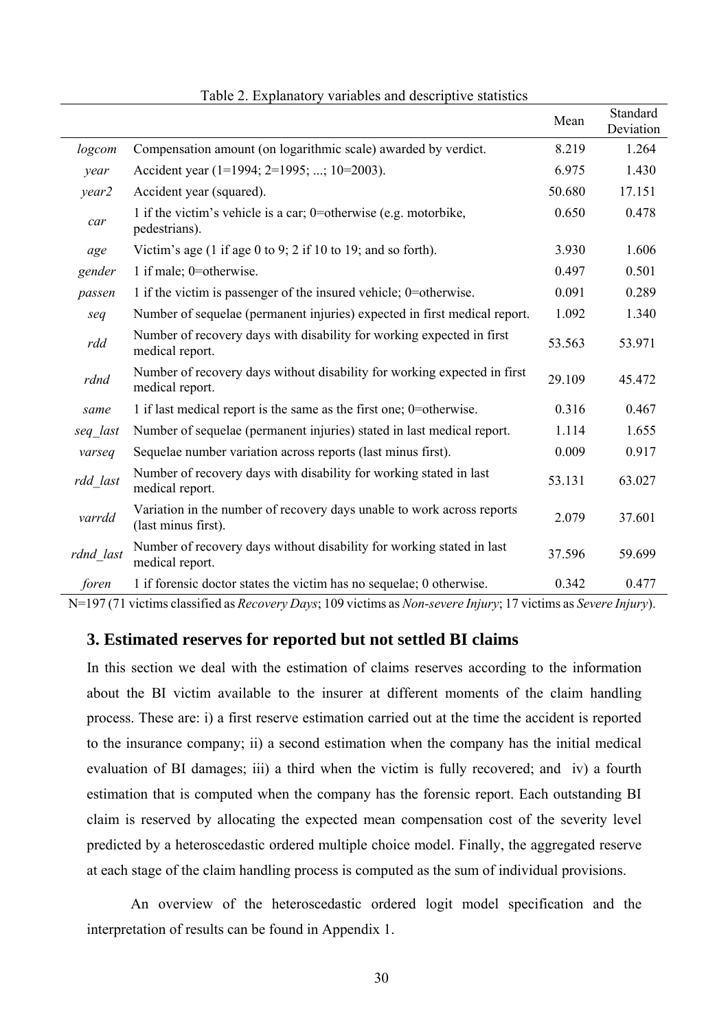Table 2. Explanatory variables and descriptive statistics

| | | Mean | Standard Deviation |
|---|---|---|---|
| *logcom* | Compensation amount (on logarithmic scale) awarded by verdict. | 8.219 | 1.264 |
| *year* | Accident year (1=1994; 2=1995; ...; 10=2003). | 6.975 | 1.430 |
| *year2* | Accident year (squared). | 50.680 | 17.151 |
| *car* | 1 if the victim's vehicle is a car; 0=otherwise (e.g. motorbike, pedestrians). | 0.650 | 0.478 |
| *age* | Victim's age (1 if age 0 to 9; 2 if 10 to 19; and so forth). | 3.930 | 1.606 |
| *gender* | 1 if male; 0=otherwise. | 0.497 | 0.501 |
| *passen* | 1 if the victim is passenger of the insured vehicle; 0=otherwise. | 0.091 | 0.289 |
| *seq* | Number of sequelae (permanent injuries) expected in first medical report. | 1.092 | 1.340 |
| *rdd* | Number of recovery days with disability for working expected in first medical report. | 53.563 | 53.971 |
| *rdnd* | Number of recovery days without disability for working expected in first medical report. | 29.109 | 45.472 |
| *same* | 1 if last medical report is the same as the first one; 0=otherwise. | 0.316 | 0.467 |
| *seq_last* | Number of sequelae (permanent injuries) stated in last medical report. | 1.114 | 1.655 |
| *varseq* | Sequelae number variation across reports (last minus first). | 0.009 | 0.917 |
| *rdd_last* | Number of recovery days with disability for working stated in last medical report. | 53.131 | 63.027 |
| *varrdd* | Variation in the number of recovery days unable to work across reports (last minus first). | 2.079 | 37.601 |
| *rdnd_last* | Number of recovery days without disability for working stated in last medical report. | 37.596 | 59.699 |
| *foren* | 1 if forensic doctor states the victim has no sequelae; 0 otherwise. | 0.342 | 0.477 |

N=197 (71 victims classified as *Recovery Days*; 109 victims as *Non-severe Injury*; 17 victims as *Severe Injury*).

## 3. Estimated reserves for reported but not settled BI claims

In this section we deal with the estimation of claims reserves according to the information about the BI victim available to the insurer at different moments of the claim handling process. These are: i) a first reserve estimation carried out at the time the accident is reported to the insurance company; ii) a second estimation when the company has the initial medical evaluation of BI damages; iii) a third when the victim is fully recovered; and iv) a fourth estimation that is computed when the company has the forensic report. Each outstanding BI claim is reserved by allocating the expected mean compensation cost of the severity level predicted by a heteroscedastic ordered multiple choice model. Finally, the aggregated reserve at each stage of the claim handling process is computed as the sum of individual provisions.

An overview of the heteroscedastic ordered logit model specification and the interpretation of results can be found in Appendix 1.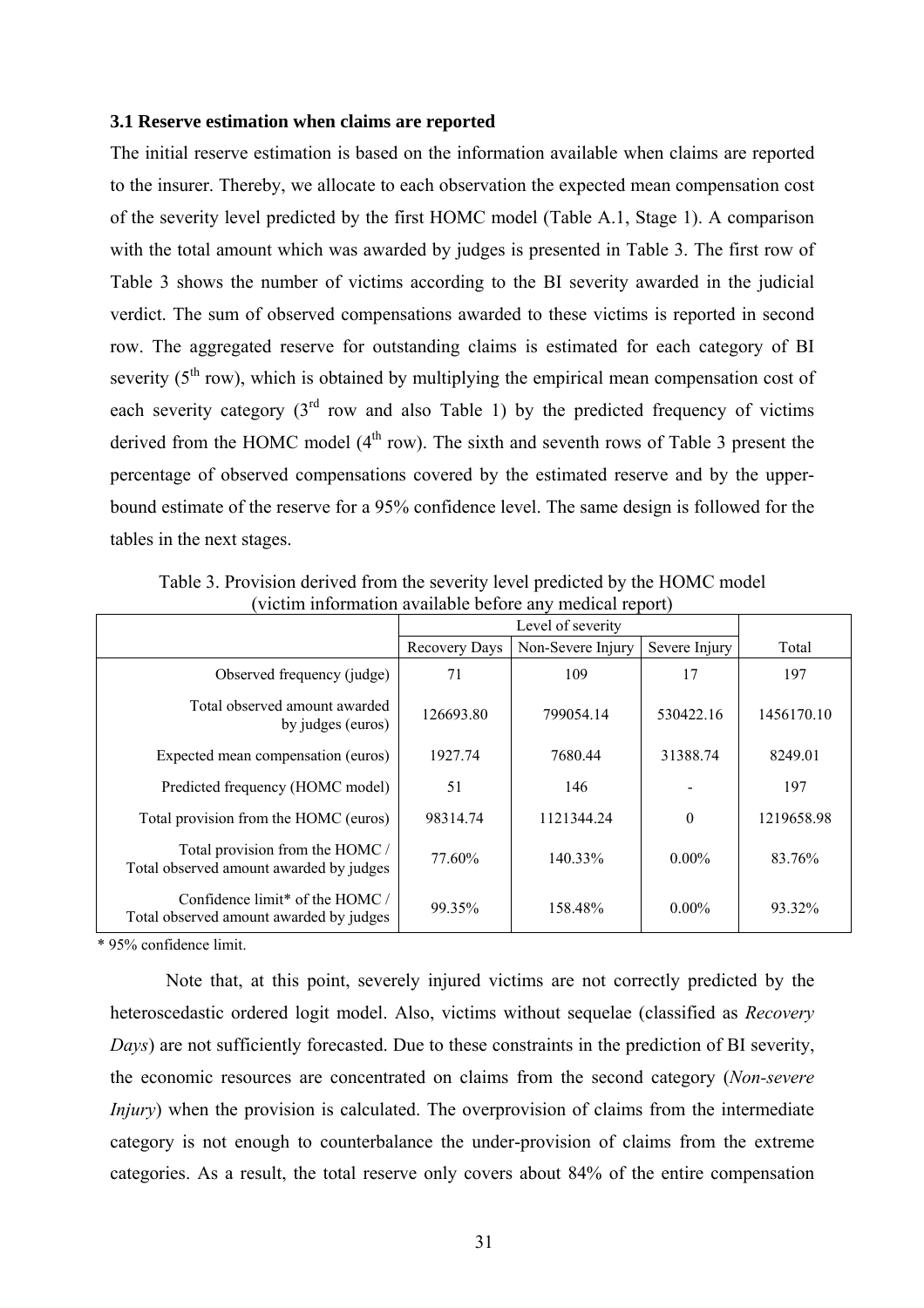### 3.1 Reserve estimation when claims are reported

The initial reserve estimation is based on the information available when claims are reported to the insurer. Thereby, we allocate to each observation the expected mean compensation cost of the severity level predicted by the first HOMC model (Table A.1, Stage 1). A comparison with the total amount which was awarded by judges is presented in Table 3. The first row of Table 3 shows the number of victims according to the BI severity awarded in the judicial verdict. The sum of observed compensations awarded to these victims is reported in second row. The aggregated reserve for outstanding claims is estimated for each category of BI severity (5th row), which is obtained by multiplying the empirical mean compensation cost of each severity category (3rd row and also Table 1) by the predicted frequency of victims derived from the HOMC model (4th row). The sixth and seventh rows of Table 3 present the percentage of observed compensations covered by the estimated reserve and by the upper-bound estimate of the reserve for a 95% confidence level. The same design is followed for the tables in the next stages.

Table 3. Provision derived from the severity level predicted by the HOMC model (victim information available before any medical report)

| | Level of severity | | | |
|---|---|---|---|---|
| | Recovery Days | Non-Severe Injury | Severe Injury | Total |
| Observed frequency (judge) | 71 | 109 | 17 | 197 |
| Total observed amount awarded by judges (euros) | 126693.80 | 799054.14 | 530422.16 | 1456170.10 |
| Expected mean compensation (euros) | 1927.74 | 7680.44 | 31388.74 | 8249.01 |
| Predicted frequency (HOMC model) | 51 | 146 | - | 197 |
| Total provision from the HOMC (euros) | 98314.74 | 1121344.24 | 0 | 1219658.98 |
| Total provision from the HOMC / Total observed amount awarded by judges | 77.60% | 140.33% | 0.00% | 83.76% |
| Confidence limit* of the HOMC / Total observed amount awarded by judges | 99.35% | 158.48% | 0.00% | 93.32% |

\* 95% confidence limit.

Note that, at this point, severely injured victims are not correctly predicted by the heteroscedastic ordered logit model. Also, victims without sequelae (classified as *Recovery Days*) are not sufficiently forecasted. Due to these constraints in the prediction of BI severity, the economic resources are concentrated on claims from the second category (*Non-severe Injury*) when the provision is calculated. The overprovision of claims from the intermediate category is not enough to counterbalance the under-provision of claims from the extreme categories. As a result, the total reserve only covers about 84% of the entire compensation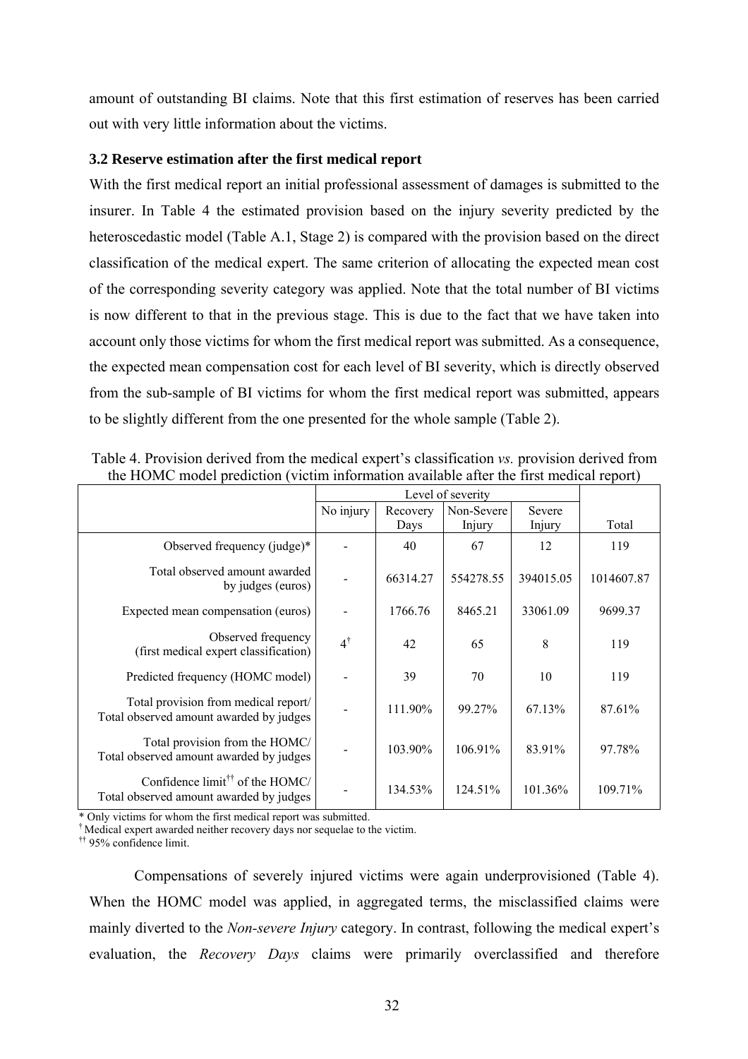amount of outstanding BI claims. Note that this first estimation of reserves has been carried out with very little information about the victims.

### 3.2 Reserve estimation after the first medical report

With the first medical report an initial professional assessment of damages is submitted to the insurer. In Table 4 the estimated provision based on the injury severity predicted by the heteroscedastic model (Table A.1, Stage 2) is compared with the provision based on the direct classification of the medical expert. The same criterion of allocating the expected mean cost of the corresponding severity category was applied. Note that the total number of BI victims is now different to that in the previous stage. This is due to the fact that we have taken into account only those victims for whom the first medical report was submitted. As a consequence, the expected mean compensation cost for each level of BI severity, which is directly observed from the sub-sample of BI victims for whom the first medical report was submitted, appears to be slightly different from the one presented for the whole sample (Table 2).

Table 4. Provision derived from the medical expert's classification *vs.* provision derived from the HOMC model prediction (victim information available after the first medical report)

| | Level of severity | | | | |
|---|---|---|---|---|---|
| | No injury | Recovery Days | Non-Severe Injury | Severe Injury | Total |
| Observed frequency (judge)* | - | 40 | 67 | 12 | 119 |
| Total observed amount awarded by judges (euros) | - | 66314.27 | 554278.55 | 394015.05 | 1014607.87 |
| Expected mean compensation (euros) | - | 1766.76 | 8465.21 | 33061.09 | 9699.37 |
| Observed frequency (first medical expert classification) | 4[†] | 42 | 65 | 8 | 119 |
| Predicted frequency (HOMC model) | - | 39 | 70 | 10 | 119 |
| Total provision from medical report/ Total observed amount awarded by judges | - | 111.90% | 99.27% | 67.13% | 87.61% |
| Total provision from the HOMC/ Total observed amount awarded by judges | - | 103.90% | 106.91% | 83.91% | 97.78% |
| Confidence limit[††] of the HOMC/ Total observed amount awarded by judges | - | 134.53% | 124.51% | 101.36% | 109.71% |

\* Only victims for whom the first medical report was submitted.
[†] Medical expert awarded neither recovery days nor sequelae to the victim.
[††] 95% confidence limit.

Compensations of severely injured victims were again underprovisioned (Table 4). When the HOMC model was applied, in aggregated terms, the misclassified claims were mainly diverted to the *Non-severe Injury* category. In contrast, following the medical expert's evaluation, the *Recovery Days* claims were primarily overclassified and therefore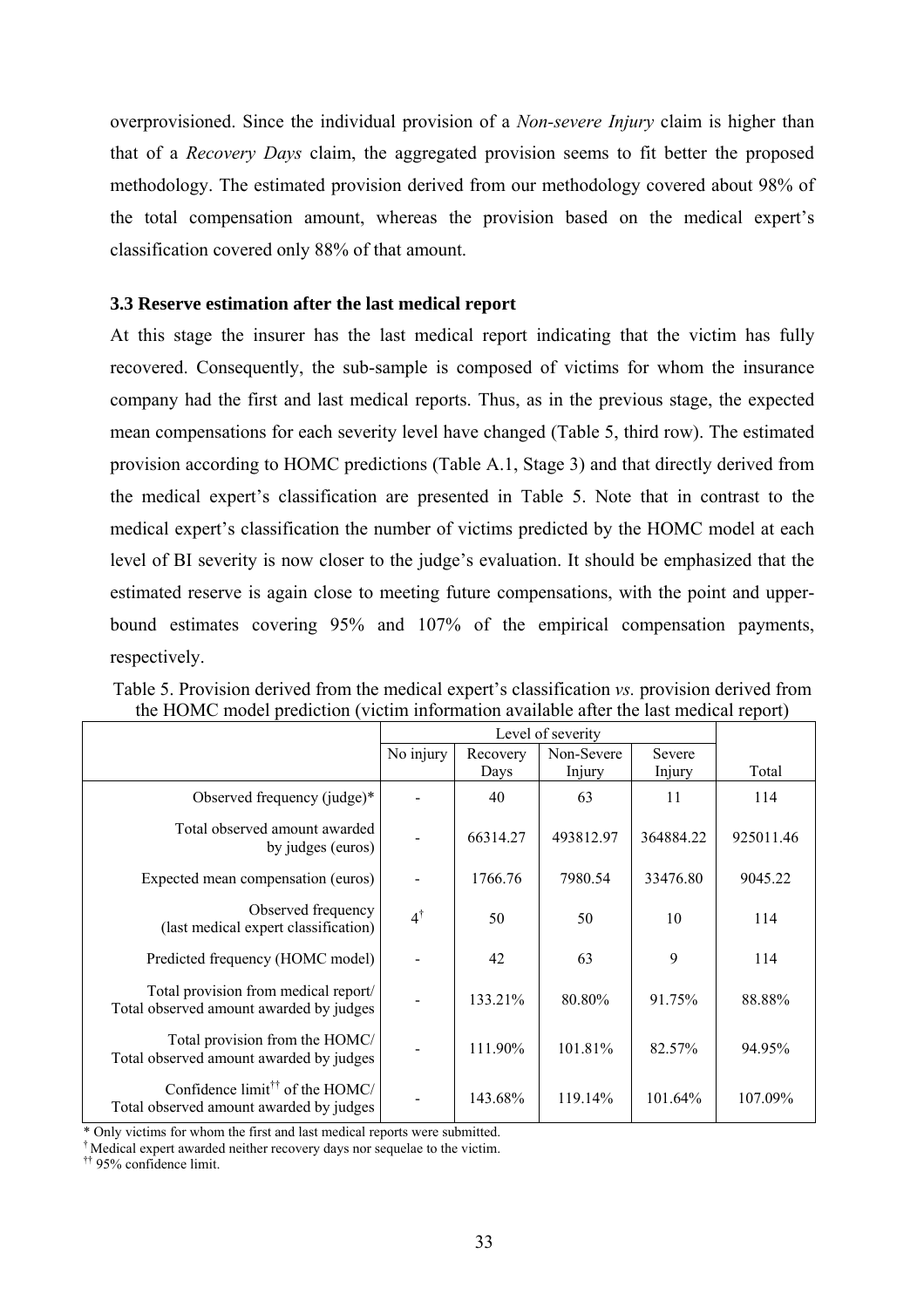overprovisioned. Since the individual provision of a *Non-severe Injury* claim is higher than that of a *Recovery Days* claim, the aggregated provision seems to fit better the proposed methodology. The estimated provision derived from our methodology covered about 98% of the total compensation amount, whereas the provision based on the medical expert's classification covered only 88% of that amount.

### 3.3 Reserve estimation after the last medical report

At this stage the insurer has the last medical report indicating that the victim has fully recovered. Consequently, the sub-sample is composed of victims for whom the insurance company had the first and last medical reports. Thus, as in the previous stage, the expected mean compensations for each severity level have changed (Table 5, third row). The estimated provision according to HOMC predictions (Table A.1, Stage 3) and that directly derived from the medical expert's classification are presented in Table 5. Note that in contrast to the medical expert's classification the number of victims predicted by the HOMC model at each level of BI severity is now closer to the judge's evaluation. It should be emphasized that the estimated reserve is again close to meeting future compensations, with the point and upper-bound estimates covering 95% and 107% of the empirical compensation payments, respectively.

Table 5. Provision derived from the medical expert's classification *vs.* provision derived from the HOMC model prediction (victim information available after the last medical report)

| | Level of severity | | | | |
|---|---|---|---|---|---|
| | No injury | Recovery Days | Non-Severe Injury | Severe Injury | Total |
| Observed frequency (judge)* | - | 40 | 63 | 11 | 114 |
| Total observed amount awarded by judges (euros) | - | 66314.27 | 493812.97 | 364884.22 | 925011.46 |
| Expected mean compensation (euros) | - | 1766.76 | 7980.54 | 33476.80 | 9045.22 |
| Observed frequency (last medical expert classification) | 4[†] | 50 | 50 | 10 | 114 |
| Predicted frequency (HOMC model) | - | 42 | 63 | 9 | 114 |
| Total provision from medical report/ Total observed amount awarded by judges | - | 133.21% | 80.80% | 91.75% | 88.88% |
| Total provision from the HOMC/ Total observed amount awarded by judges | - | 111.90% | 101.81% | 82.57% | 94.95% |
| Confidence limit[††] of the HOMC/ Total observed amount awarded by judges | - | 143.68% | 119.14% | 101.64% | 107.09% |

\* Only victims for whom the first and last medical reports were submitted.
[†] Medical expert awarded neither recovery days nor sequelae to the victim.
[††] 95% confidence limit.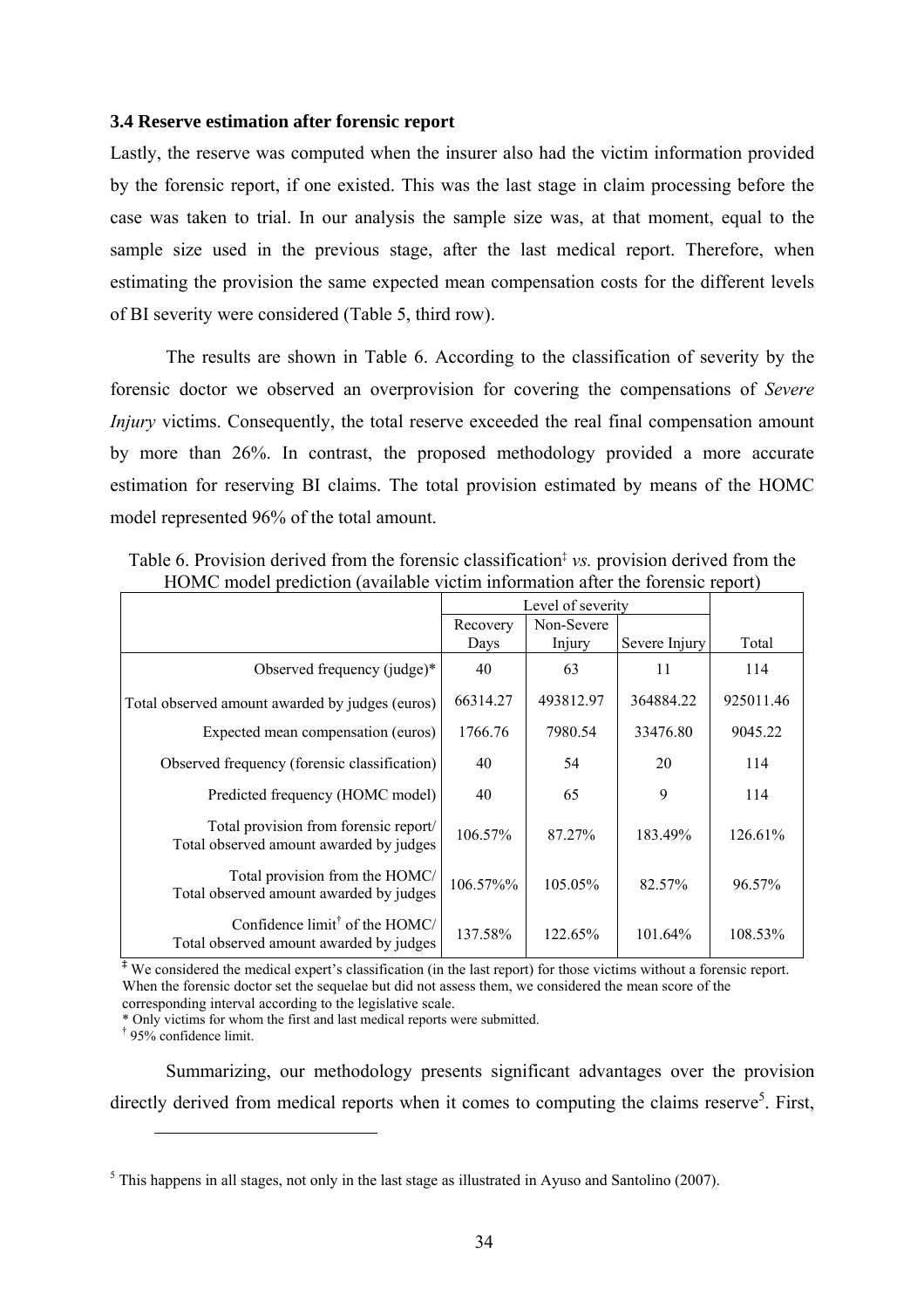### 3.4 Reserve estimation after forensic report

Lastly, the reserve was computed when the insurer also had the victim information provided by the forensic report, if one existed. This was the last stage in claim processing before the case was taken to trial. In our analysis the sample size was, at that moment, equal to the sample size used in the previous stage, after the last medical report. Therefore, when estimating the provision the same expected mean compensation costs for the different levels of BI severity were considered (Table 5, third row).

The results are shown in Table 6. According to the classification of severity by the forensic doctor we observed an overprovision for covering the compensations of *Severe Injury* victims. Consequently, the total reserve exceeded the real final compensation amount by more than 26%. In contrast, the proposed methodology provided a more accurate estimation for reserving BI claims. The total provision estimated by means of the HOMC model represented 96% of the total amount.

Table 6. Provision derived from the forensic classification‡ *vs.* provision derived from the HOMC model prediction (available victim information after the forensic report)

| | Level of severity | | | |
|---|---|---|---|---|
| | Recovery Days | Non-Severe Injury | Severe Injury | Total |
| Observed frequency (judge)* | 40 | 63 | 11 | 114 |
| Total observed amount awarded by judges (euros) | 66314.27 | 493812.97 | 364884.22 | 925011.46 |
| Expected mean compensation (euros) | 1766.76 | 7980.54 | 33476.80 | 9045.22 |
| Observed frequency (forensic classification) | 40 | 54 | 20 | 114 |
| Predicted frequency (HOMC model) | 40 | 65 | 9 | 114 |
| Total provision from forensic report/ Total observed amount awarded by judges | 106.57% | 87.27% | 183.49% | 126.61% |
| Total provision from the HOMC/ Total observed amount awarded by judges | 106.57%% | 105.05% | 82.57% | 96.57% |
| Confidence limit† of the HOMC/ Total observed amount awarded by judges | 137.58% | 122.65% | 101.64% | 108.53% |

‡ We considered the medical expert's classification (in the last report) for those victims without a forensic report. When the forensic doctor set the sequelae but did not assess them, we considered the mean score of the corresponding interval according to the legislative scale.

\* Only victims for whom the first and last medical reports were submitted.

† 95% confidence limit.

Summarizing, our methodology presents significant advantages over the provision directly derived from medical reports when it comes to computing the claims reserve[5]. First,

[5] This happens in all stages, not only in the last stage as illustrated in Ayuso and Santolino (2007).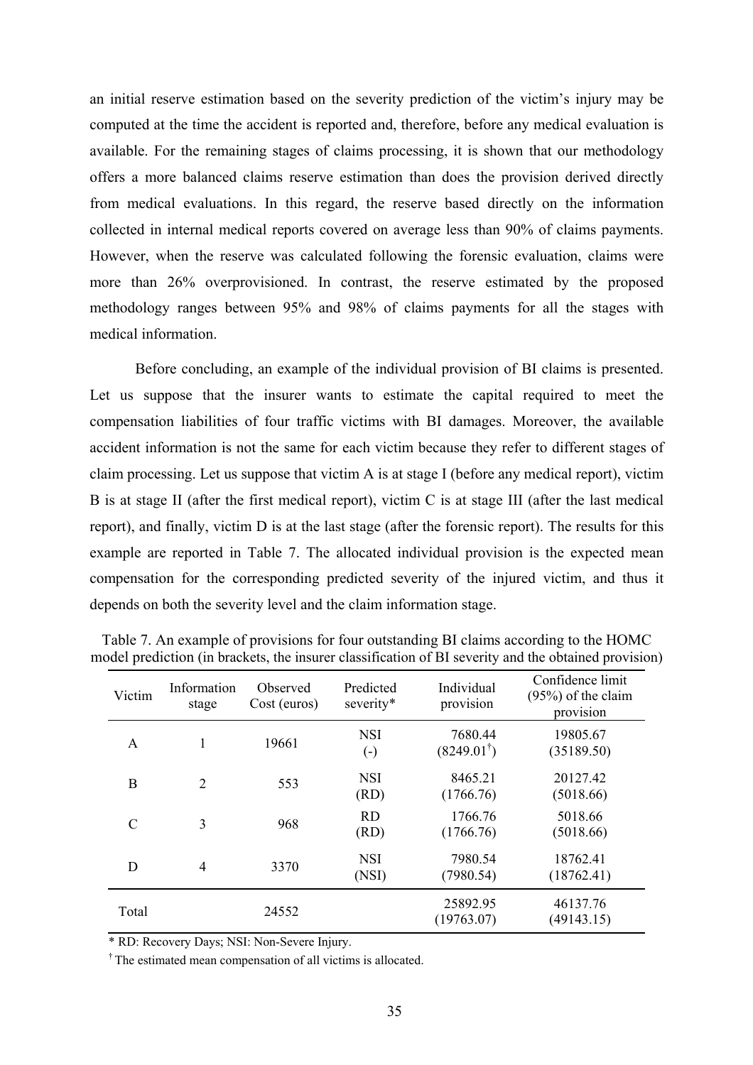an initial reserve estimation based on the severity prediction of the victim's injury may be computed at the time the accident is reported and, therefore, before any medical evaluation is available. For the remaining stages of claims processing, it is shown that our methodology offers a more balanced claims reserve estimation than does the provision derived directly from medical evaluations. In this regard, the reserve based directly on the information collected in internal medical reports covered on average less than 90% of claims payments. However, when the reserve was calculated following the forensic evaluation, claims were more than 26% overprovisioned. In contrast, the reserve estimated by the proposed methodology ranges between 95% and 98% of claims payments for all the stages with medical information.

Before concluding, an example of the individual provision of BI claims is presented. Let us suppose that the insurer wants to estimate the capital required to meet the compensation liabilities of four traffic victims with BI damages. Moreover, the available accident information is not the same for each victim because they refer to different stages of claim processing. Let us suppose that victim A is at stage I (before any medical report), victim B is at stage II (after the first medical report), victim C is at stage III (after the last medical report), and finally, victim D is at the last stage (after the forensic report). The results for this example are reported in Table 7. The allocated individual provision is the expected mean compensation for the corresponding predicted severity of the injured victim, and thus it depends on both the severity level and the claim information stage.

Table 7. An example of provisions for four outstanding BI claims according to the HOMC model prediction (in brackets, the insurer classification of BI severity and the obtained provision)

| Victim | Information stage | Observed Cost (euros) | Predicted severity* | Individual provision | Confidence limit (95%) of the claim provision |
|---|---|---|---|---|---|
| A | 1 | 19661 | NSI (-) | 7680.44 (8249.01[†]) | 19805.67 (35189.50) |
| B | 2 | 553 | NSI (RD) | 8465.21 (1766.76) | 20127.42 (5018.66) |
| C | 3 | 968 | RD (RD) | 1766.76 (1766.76) | 5018.66 (5018.66) |
| D | 4 | 3370 | NSI (NSI) | 7980.54 (7980.54) | 18762.41 (18762.41) |
| Total | | 24552 | | 25892.95 (19763.07) | 46137.76 (49143.15) |

\* RD: Recovery Days; NSI: Non-Severe Injury.

[†] The estimated mean compensation of all victims is allocated.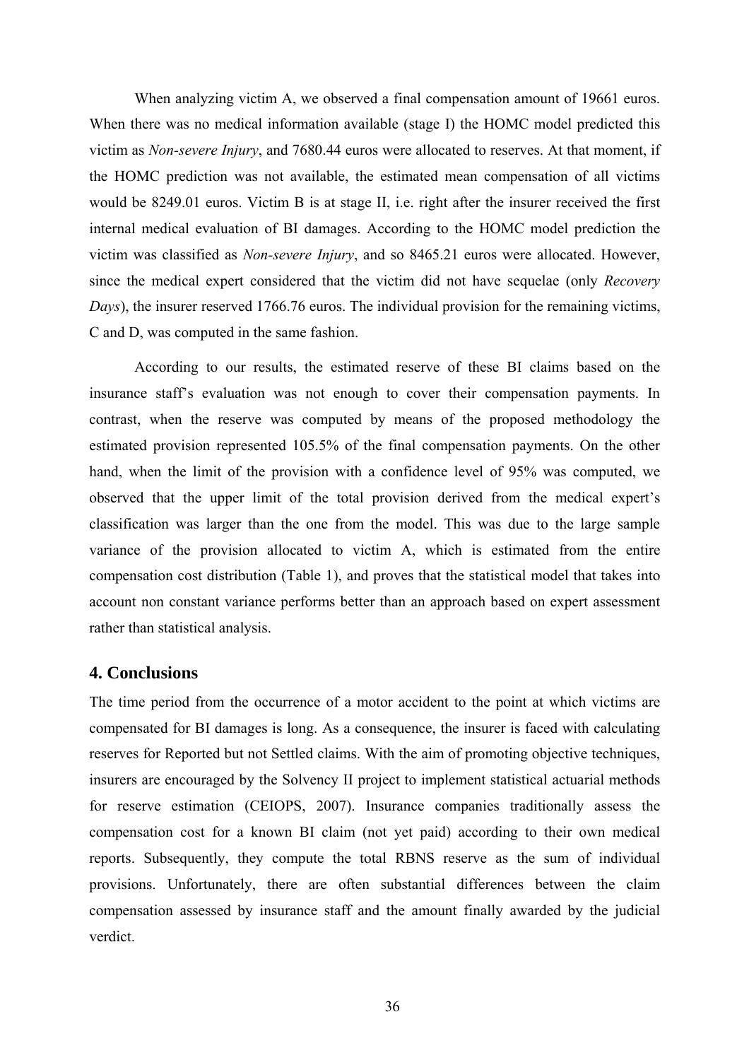When analyzing victim A, we observed a final compensation amount of 19661 euros. When there was no medical information available (stage I) the HOMC model predicted this victim as *Non-severe Injury*, and 7680.44 euros were allocated to reserves. At that moment, if the HOMC prediction was not available, the estimated mean compensation of all victims would be 8249.01 euros. Victim B is at stage II, i.e. right after the insurer received the first internal medical evaluation of BI damages. According to the HOMC model prediction the victim was classified as *Non-severe Injury*, and so 8465.21 euros were allocated. However, since the medical expert considered that the victim did not have sequelae (only *Recovery Days*), the insurer reserved 1766.76 euros. The individual provision for the remaining victims, C and D, was computed in the same fashion.

According to our results, the estimated reserve of these BI claims based on the insurance staff's evaluation was not enough to cover their compensation payments. In contrast, when the reserve was computed by means of the proposed methodology the estimated provision represented 105.5% of the final compensation payments. On the other hand, when the limit of the provision with a confidence level of 95% was computed, we observed that the upper limit of the total provision derived from the medical expert's classification was larger than the one from the model. This was due to the large sample variance of the provision allocated to victim A, which is estimated from the entire compensation cost distribution (Table 1), and proves that the statistical model that takes into account non constant variance performs better than an approach based on expert assessment rather than statistical analysis.

## 4. Conclusions

The time period from the occurrence of a motor accident to the point at which victims are compensated for BI damages is long. As a consequence, the insurer is faced with calculating reserves for Reported but not Settled claims. With the aim of promoting objective techniques, insurers are encouraged by the Solvency II project to implement statistical actuarial methods for reserve estimation (CEIOPS, 2007). Insurance companies traditionally assess the compensation cost for a known BI claim (not yet paid) according to their own medical reports. Subsequently, they compute the total RBNS reserve as the sum of individual provisions. Unfortunately, there are often substantial differences between the claim compensation assessed by insurance staff and the amount finally awarded by the judicial verdict.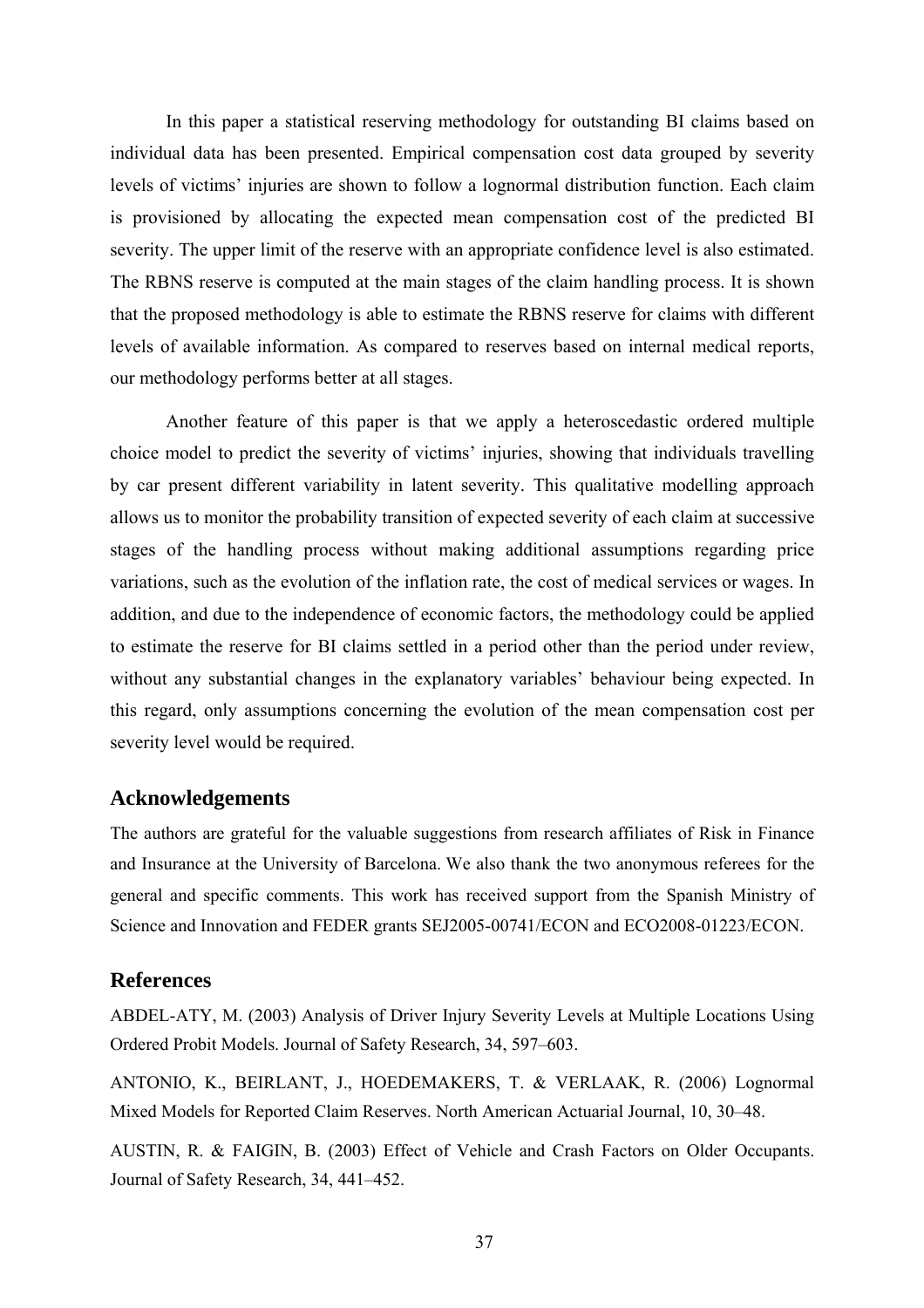In this paper a statistical reserving methodology for outstanding BI claims based on individual data has been presented. Empirical compensation cost data grouped by severity levels of victims' injuries are shown to follow a lognormal distribution function. Each claim is provisioned by allocating the expected mean compensation cost of the predicted BI severity. The upper limit of the reserve with an appropriate confidence level is also estimated. The RBNS reserve is computed at the main stages of the claim handling process. It is shown that the proposed methodology is able to estimate the RBNS reserve for claims with different levels of available information. As compared to reserves based on internal medical reports, our methodology performs better at all stages.

Another feature of this paper is that we apply a heteroscedastic ordered multiple choice model to predict the severity of victims' injuries, showing that individuals travelling by car present different variability in latent severity. This qualitative modelling approach allows us to monitor the probability transition of expected severity of each claim at successive stages of the handling process without making additional assumptions regarding price variations, such as the evolution of the inflation rate, the cost of medical services or wages. In addition, and due to the independence of economic factors, the methodology could be applied to estimate the reserve for BI claims settled in a period other than the period under review, without any substantial changes in the explanatory variables' behaviour being expected. In this regard, only assumptions concerning the evolution of the mean compensation cost per severity level would be required.

## Acknowledgements

The authors are grateful for the valuable suggestions from research affiliates of Risk in Finance and Insurance at the University of Barcelona. We also thank the two anonymous referees for the general and specific comments. This work has received support from the Spanish Ministry of Science and Innovation and FEDER grants SEJ2005-00741/ECON and ECO2008-01223/ECON.

## References

ABDEL-ATY, M. (2003) Analysis of Driver Injury Severity Levels at Multiple Locations Using Ordered Probit Models. Journal of Safety Research, 34, 597–603.

ANTONIO, K., BEIRLANT, J., HOEDEMAKERS, T. & VERLAAK, R. (2006) Lognormal Mixed Models for Reported Claim Reserves. North American Actuarial Journal, 10, 30–48.

AUSTIN, R. & FAIGIN, B. (2003) Effect of Vehicle and Crash Factors on Older Occupants. Journal of Safety Research, 34, 441–452.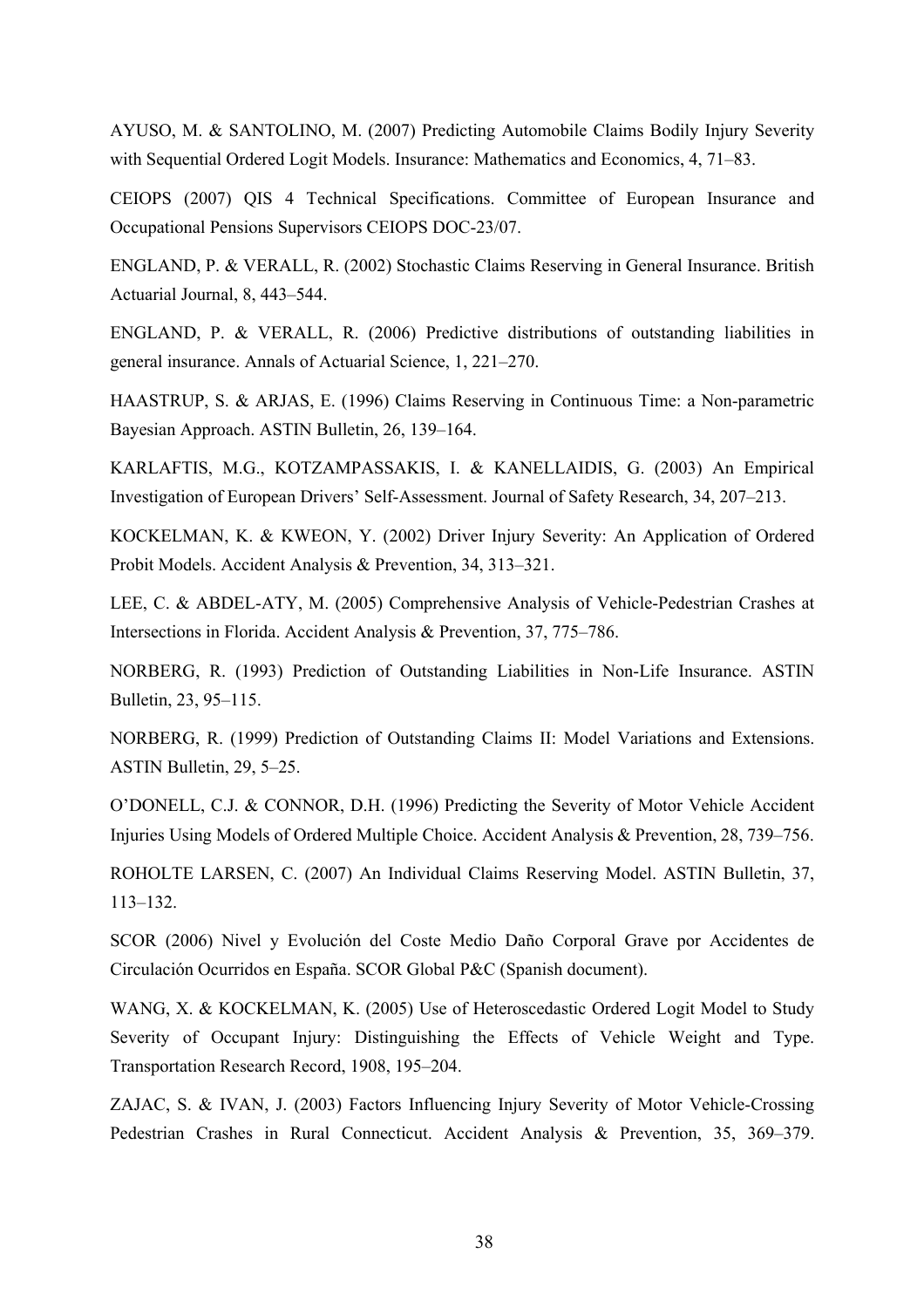AYUSO, M. & SANTOLINO, M. (2007) Predicting Automobile Claims Bodily Injury Severity with Sequential Ordered Logit Models. Insurance: Mathematics and Economics, 4, 71–83.

CEIOPS (2007) QIS 4 Technical Specifications. Committee of European Insurance and Occupational Pensions Supervisors CEIOPS DOC-23/07.

ENGLAND, P. & VERALL, R. (2002) Stochastic Claims Reserving in General Insurance. British Actuarial Journal, 8, 443–544.

ENGLAND, P. & VERALL, R. (2006) Predictive distributions of outstanding liabilities in general insurance. Annals of Actuarial Science, 1, 221–270.

HAASTRUP, S. & ARJAS, E. (1996) Claims Reserving in Continuous Time: a Non-parametric Bayesian Approach. ASTIN Bulletin, 26, 139–164.

KARLAFTIS, M.G., KOTZAMPASSAKIS, I. & KANELLAIDIS, G. (2003) An Empirical Investigation of European Drivers' Self-Assessment. Journal of Safety Research, 34, 207–213.

KOCKELMAN, K. & KWEON, Y. (2002) Driver Injury Severity: An Application of Ordered Probit Models. Accident Analysis & Prevention, 34, 313–321.

LEE, C. & ABDEL-ATY, M. (2005) Comprehensive Analysis of Vehicle-Pedestrian Crashes at Intersections in Florida. Accident Analysis & Prevention, 37, 775–786.

NORBERG, R. (1993) Prediction of Outstanding Liabilities in Non-Life Insurance. ASTIN Bulletin, 23, 95–115.

NORBERG, R. (1999) Prediction of Outstanding Claims II: Model Variations and Extensions. ASTIN Bulletin, 29, 5–25.

O'DONELL, C.J. & CONNOR, D.H. (1996) Predicting the Severity of Motor Vehicle Accident Injuries Using Models of Ordered Multiple Choice. Accident Analysis & Prevention, 28, 739–756.

ROHOLTE LARSEN, C. (2007) An Individual Claims Reserving Model. ASTIN Bulletin, 37, 113–132.

SCOR (2006) Nivel y Evolución del Coste Medio Daño Corporal Grave por Accidentes de Circulación Ocurridos en España. SCOR Global P&C (Spanish document).

WANG, X. & KOCKELMAN, K. (2005) Use of Heteroscedastic Ordered Logit Model to Study Severity of Occupant Injury: Distinguishing the Effects of Vehicle Weight and Type. Transportation Research Record, 1908, 195–204.

ZAJAC, S. & IVAN, J. (2003) Factors Influencing Injury Severity of Motor Vehicle-Crossing Pedestrian Crashes in Rural Connecticut. Accident Analysis & Prevention, 35, 369–379.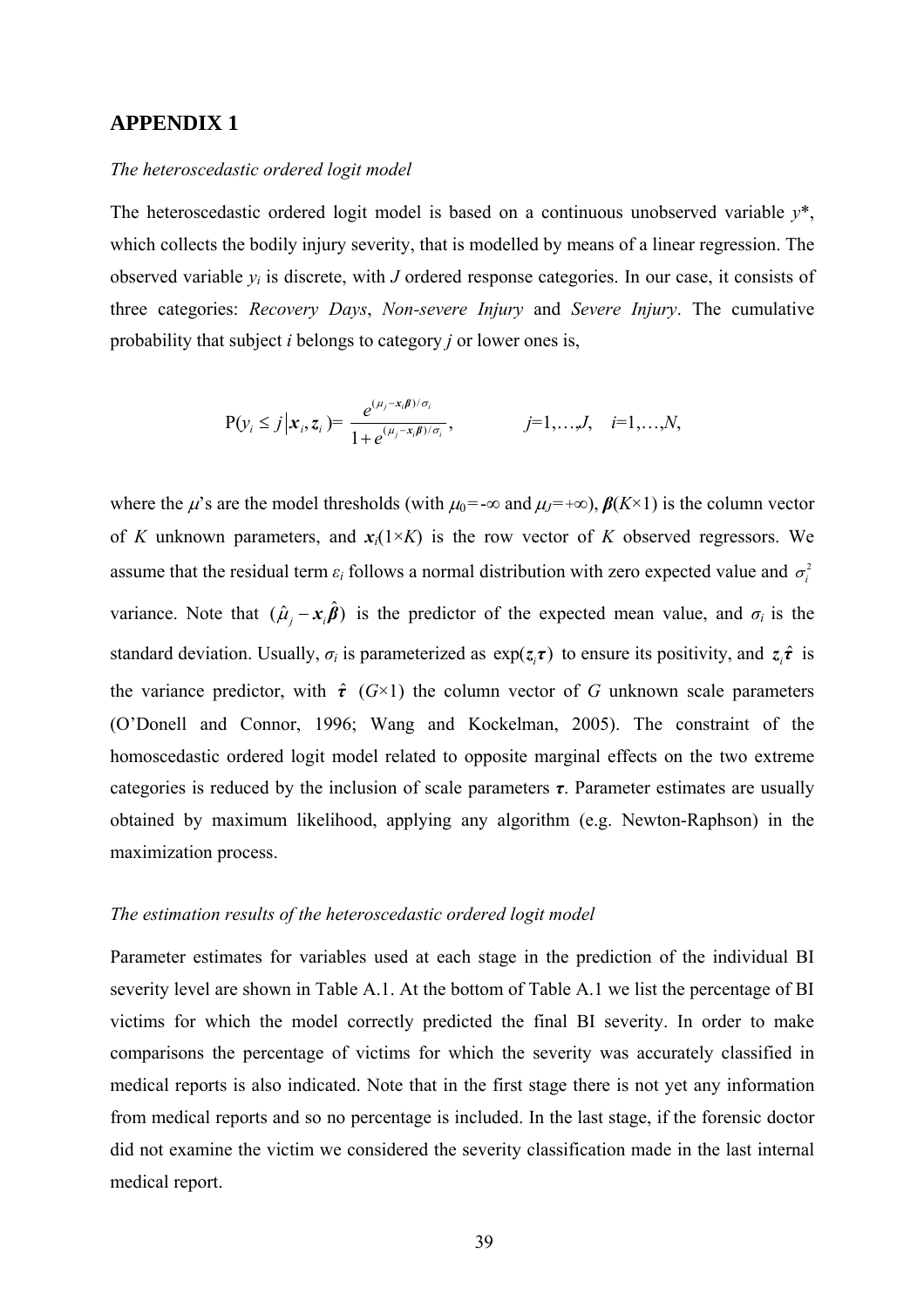## APPENDIX 1

*The heteroscedastic ordered logit model*

The heteroscedastic ordered logit model is based on a continuous unobserved variable $y^*$, which collects the bodily injury severity, that is modelled by means of a linear regression. The observed variable $y_i$ is discrete, with $J$ ordered response categories. In our case, it consists of three categories: *Recovery Days*, *Non-severe Injury* and *Severe Injury*. The cumulative probability that subject $i$ belongs to category $j$ or lower ones is,

$$\mathrm{P}(y_i \leq j \,|\, \boldsymbol{x}_i, \boldsymbol{z}_i) = \frac{e^{(\mu_j - \boldsymbol{x}_i \boldsymbol{\beta})/\sigma_i}}{1 + e^{(\mu_j - \boldsymbol{x}_i \boldsymbol{\beta})/\sigma_i}}, \qquad j=1,\ldots,J, \quad i=1,\ldots,N,$$

where the $\mu$'s are the model thresholds (with $\mu_0=-\infty$ and $\mu_J=+\infty$), $\boldsymbol{\beta}(K\times 1)$ is the column vector of $K$ unknown parameters, and $\boldsymbol{x}_i(1\times K)$ is the row vector of $K$ observed regressors. We assume that the residual term $\varepsilon_i$ follows a normal distribution with zero expected value and $\sigma_i^2$ variance. Note that $(\hat{\mu}_j - \boldsymbol{x}_i \hat{\boldsymbol{\beta}})$ is the predictor of the expected mean value, and $\sigma_i$ is the standard deviation. Usually, $\sigma_i$ is parameterized as $\exp(\boldsymbol{z}_i \boldsymbol{\tau})$ to ensure its positivity, and $\boldsymbol{z}_i \hat{\boldsymbol{\tau}}$ is the variance predictor, with $\hat{\boldsymbol{\tau}}$ $(G\times 1)$ the column vector of $G$ unknown scale parameters (O'Donell and Connor, 1996; Wang and Kockelman, 2005). The constraint of the homoscedastic ordered logit model related to opposite marginal effects on the two extreme categories is reduced by the inclusion of scale parameters $\boldsymbol{\tau}$. Parameter estimates are usually obtained by maximum likelihood, applying any algorithm (e.g. Newton-Raphson) in the maximization process.

*The estimation results of the heteroscedastic ordered logit model*

Parameter estimates for variables used at each stage in the prediction of the individual BI severity level are shown in Table A.1. At the bottom of Table A.1 we list the percentage of BI victims for which the model correctly predicted the final BI severity. In order to make comparisons the percentage of victims for which the severity was accurately classified in medical reports is also indicated. Note that in the first stage there is not yet any information from medical reports and so no percentage is included. In the last stage, if the forensic doctor did not examine the victim we considered the severity classification made in the last internal medical report.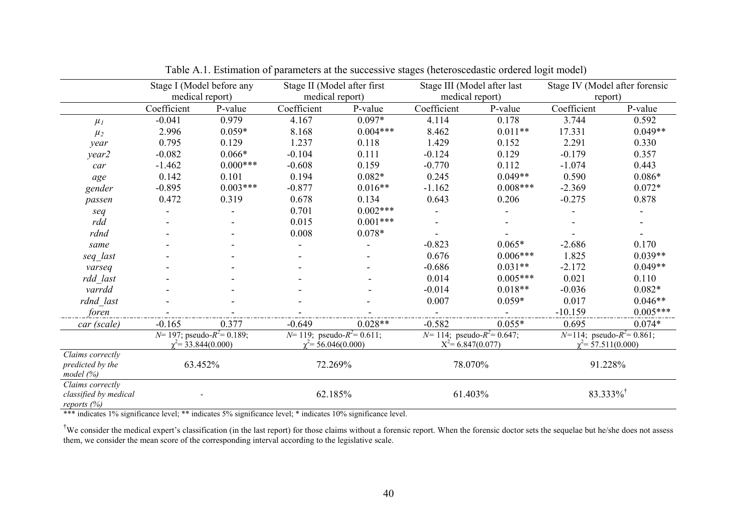Table A.1. Estimation of parameters at the successive stages (heteroscedastic ordered logit model)

| | Stage I (Model before any medical report) | | Stage II (Model after first medical report) | | Stage III (Model after last medical report) | | Stage IV (Model after forensic report) | |
|---|---|---|---|---|---|---|---|---|
| | Coefficient | P-value | Coefficient | P-value | Coefficient | P-value | Coefficient | P-value |
| $\mu_1$ | -0.041 | 0.979 | 4.167 | 0.097* | 4.114 | 0.178 | 3.744 | 0.592 |
| $\mu_2$ | 2.996 | 0.059* | 8.168 | 0.004*** | 8.462 | 0.011** | 17.331 | 0.049** |
| *year* | 0.795 | 0.129 | 1.237 | 0.118 | 1.429 | 0.152 | 2.291 | 0.330 |
| *year2* | -0.082 | 0.066* | -0.104 | 0.111 | -0.124 | 0.129 | -0.179 | 0.357 |
| *car* | -1.462 | 0.000*** | -0.608 | 0.159 | -0.770 | 0.112 | -1.074 | 0.443 |
| *age* | 0.142 | 0.101 | 0.194 | 0.082* | 0.245 | 0.049** | 0.590 | 0.086* |
| *gender* | -0.895 | 0.003*** | -0.877 | 0.016** | -1.162 | 0.008*** | -2.369 | 0.072* |
| *passen* | 0.472 | 0.319 | 0.678 | 0.134 | 0.643 | 0.206 | -0.275 | 0.878 |
| *seq* | - | - | 0.701 | 0.002*** | - | - | - | - |
| *rdd* | - | - | 0.015 | 0.001*** | - | - | - | - |
| *rdnd* | - | - | 0.008 | 0.078* | - | - | - | - |
| *same* | - | - | - | - | -0.823 | 0.065* | -2.686 | 0.170 |
| *seq_last* | - | - | - | - | 0.676 | 0.006*** | 1.825 | 0.039** |
| *varseq* | - | - | - | - | -0.686 | 0.031** | -2.172 | 0.049** |
| *rdd_last* | - | - | - | - | 0.014 | 0.005*** | 0.021 | 0.110 |
| *varrdd* | - | - | - | - | -0.014 | 0.018** | -0.036 | 0.082* |
| *rdnd_last* | - | - | - | - | 0.007 | 0.059* | 0.017 | 0.046** |
| *foren* | - | - | - | - | - | - | -10.159 | 0.005*** |
| *car (scale)* | -0.165 | 0.377 | -0.649 | 0.028** | -0.582 | 0.055* | 0.695 | 0.074* |
| | $N$= 197; pseudo-$R^2$= 0.189; $\chi^2$= 33.844(0.000) | | $N$= 119; pseudo-$R^2$= 0.611; $\chi^2$= 56.046(0.000) | | $N$= 114; pseudo-$R^2$= 0.647; $X^2$= 6.847(0.077) | | $N$=114; pseudo-$R^2$= 0.861; $\chi^2$= 57.511(0.000) | |
| *Claims correctly predicted by the model (%)* | 63.452% | | 72.269% | | 78.070% | | 91.228% | |
| *Claims correctly classified by medical reports (%)* | - | | 62.185% | | 61.403% | | 83.333%[†] | |

*** indicates 1% significance level; ** indicates 5% significance level; * indicates 10% significance level.

[†]We consider the medical expert's classification (in the last report) for those claims without a forensic report. When the forensic doctor sets the sequelae but he/she does not assess them, we consider the mean score of the corresponding interval according to the legislative scale.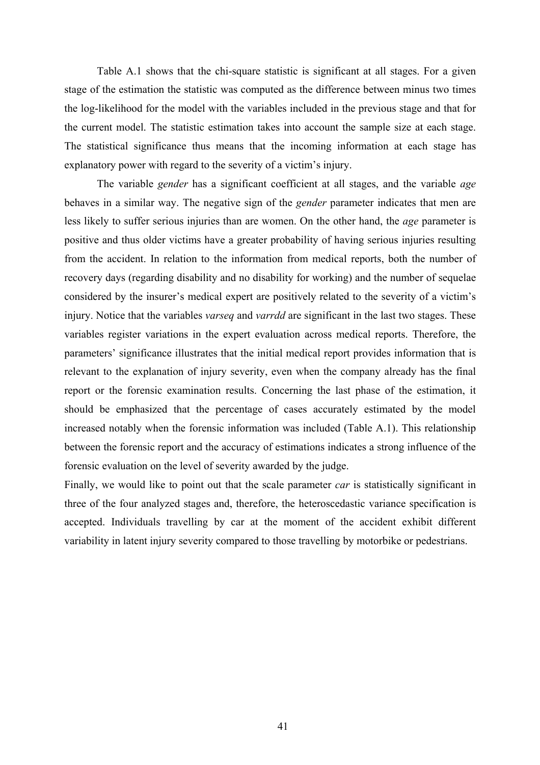Table A.1 shows that the chi-square statistic is significant at all stages. For a given stage of the estimation the statistic was computed as the difference between minus two times the log-likelihood for the model with the variables included in the previous stage and that for the current model. The statistic estimation takes into account the sample size at each stage. The statistical significance thus means that the incoming information at each stage has explanatory power with regard to the severity of a victim's injury.

The variable *gender* has a significant coefficient at all stages, and the variable *age* behaves in a similar way. The negative sign of the *gender* parameter indicates that men are less likely to suffer serious injuries than are women. On the other hand, the *age* parameter is positive and thus older victims have a greater probability of having serious injuries resulting from the accident. In relation to the information from medical reports, both the number of recovery days (regarding disability and no disability for working) and the number of sequelae considered by the insurer's medical expert are positively related to the severity of a victim's injury. Notice that the variables *varseq* and *varrdd* are significant in the last two stages. These variables register variations in the expert evaluation across medical reports. Therefore, the parameters' significance illustrates that the initial medical report provides information that is relevant to the explanation of injury severity, even when the company already has the final report or the forensic examination results. Concerning the last phase of the estimation, it should be emphasized that the percentage of cases accurately estimated by the model increased notably when the forensic information was included (Table A.1). This relationship between the forensic report and the accuracy of estimations indicates a strong influence of the forensic evaluation on the level of severity awarded by the judge.

Finally, we would like to point out that the scale parameter *car* is statistically significant in three of the four analyzed stages and, therefore, the heteroscedastic variance specification is accepted. Individuals travelling by car at the moment of the accident exhibit different variability in latent injury severity compared to those travelling by motorbike or pedestrians.